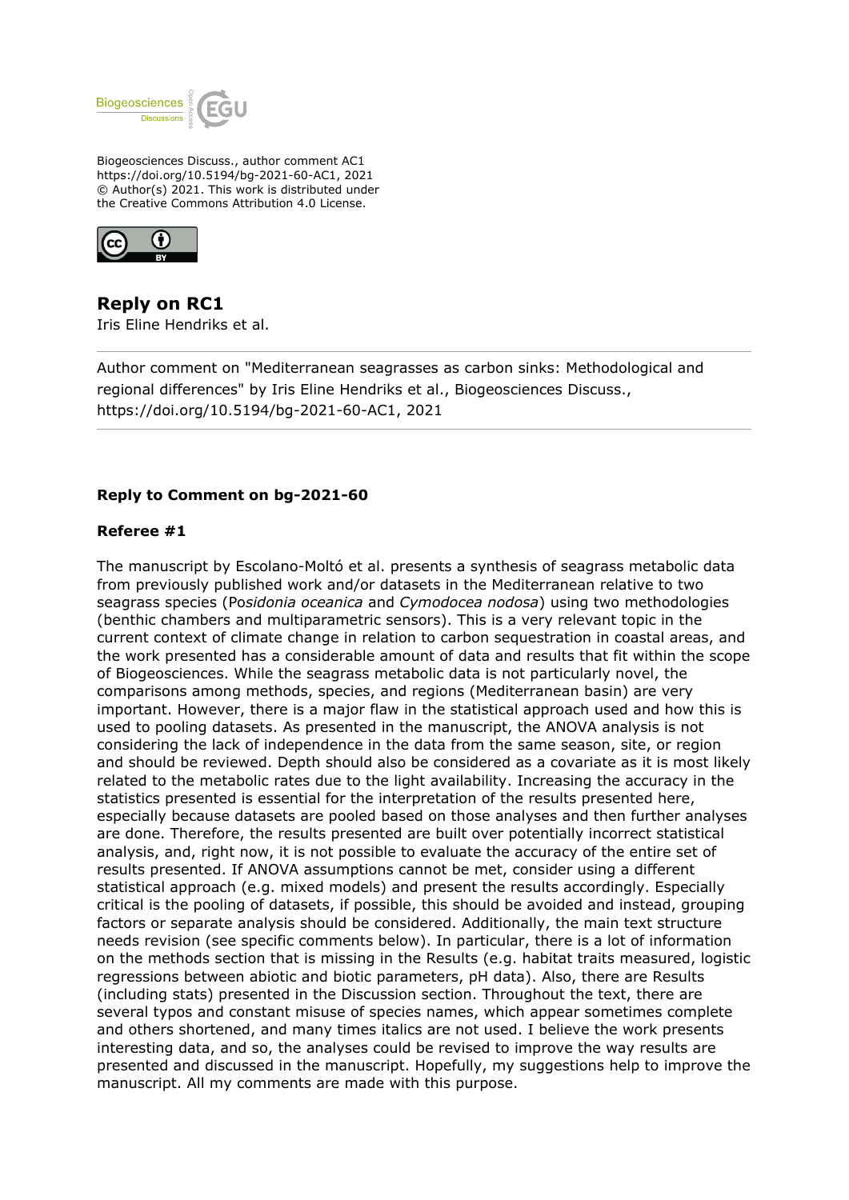Biogeosciences Discuss., author comment AC1
https://doi.org/10.5194/bg-2021-60-AC1, 2021
© Author(s) 2021. This work is distributed under
the Creative Commons Attribution 4.0 License.

# Reply on RC1

Iris Eline Hendriks et al.

---

Author comment on "Mediterranean seagrasses as carbon sinks: Methodological and regional differences" by Iris Eline Hendriks et al., Biogeosciences Discuss., https://doi.org/10.5194/bg-2021-60-AC1, 2021

---

**Reply to Comment on bg-2021-60**

**Referee #1**

The manuscript by Escolano-Moltó et al. presents a synthesis of seagrass metabolic data from previously published work and/or datasets in the Mediterranean relative to two seagrass species (Po*sidonia oceanica* and *Cymodocea nodosa*) using two methodologies (benthic chambers and multiparametric sensors). This is a very relevant topic in the current context of climate change in relation to carbon sequestration in coastal areas, and the work presented has a considerable amount of data and results that fit within the scope of Biogeosciences. While the seagrass metabolic data is not particularly novel, the comparisons among methods, species, and regions (Mediterranean basin) are very important. However, there is a major flaw in the statistical approach used and how this is used to pooling datasets. As presented in the manuscript, the ANOVA analysis is not considering the lack of independence in the data from the same season, site, or region and should be reviewed. Depth should also be considered as a covariate as it is most likely related to the metabolic rates due to the light availability. Increasing the accuracy in the statistics presented is essential for the interpretation of the results presented here, especially because datasets are pooled based on those analyses and then further analyses are done. Therefore, the results presented are built over potentially incorrect statistical analysis, and, right now, it is not possible to evaluate the accuracy of the entire set of results presented. If ANOVA assumptions cannot be met, consider using a different statistical approach (e.g. mixed models) and present the results accordingly. Especially critical is the pooling of datasets, if possible, this should be avoided and instead, grouping factors or separate analysis should be considered. Additionally, the main text structure needs revision (see specific comments below). In particular, there is a lot of information on the methods section that is missing in the Results (e.g. habitat traits measured, logistic regressions between abiotic and biotic parameters, pH data). Also, there are Results (including stats) presented in the Discussion section. Throughout the text, there are several typos and constant misuse of species names, which appear sometimes complete and others shortened, and many times italics are not used. I believe the work presents interesting data, and so, the analyses could be revised to improve the way results are presented and discussed in the manuscript. Hopefully, my suggestions help to improve the manuscript. All my comments are made with this purpose.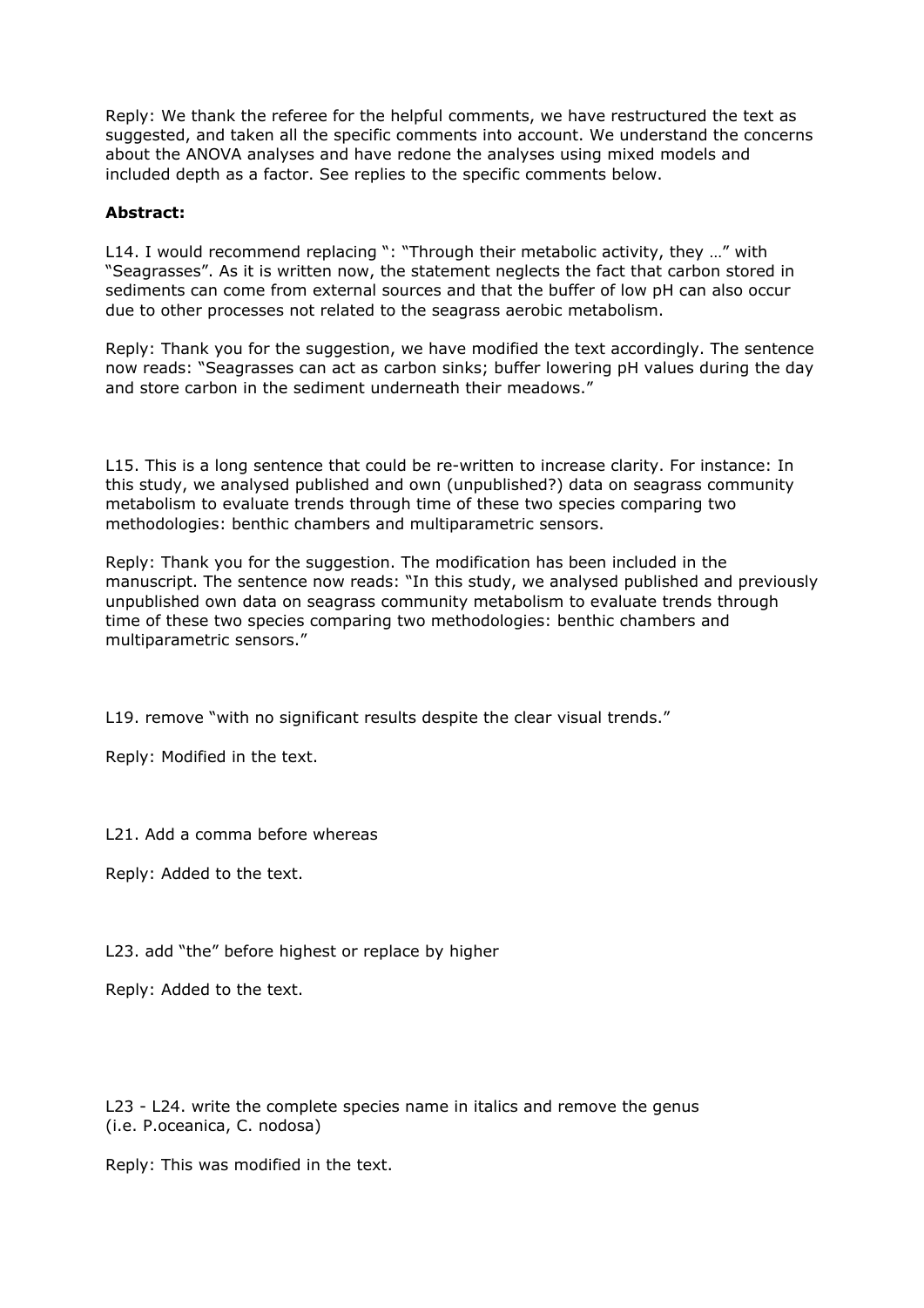Reply: We thank the referee for the helpful comments, we have restructured the text as suggested, and taken all the specific comments into account. We understand the concerns about the ANOVA analyses and have redone the analyses using mixed models and included depth as a factor. See replies to the specific comments below.

**Abstract:**

L14. I would recommend replacing ": "Through their metabolic activity, they …" with "Seagrasses". As it is written now, the statement neglects the fact that carbon stored in sediments can come from external sources and that the buffer of low pH can also occur due to other processes not related to the seagrass aerobic metabolism.

Reply: Thank you for the suggestion, we have modified the text accordingly. The sentence now reads: "Seagrasses can act as carbon sinks; buffer lowering pH values during the day and store carbon in the sediment underneath their meadows."

L15. This is a long sentence that could be re-written to increase clarity. For instance: In this study, we analysed published and own (unpublished?) data on seagrass community metabolism to evaluate trends through time of these two species comparing two methodologies: benthic chambers and multiparametric sensors.

Reply: Thank you for the suggestion. The modification has been included in the manuscript. The sentence now reads: "In this study, we analysed published and previously unpublished own data on seagrass community metabolism to evaluate trends through time of these two species comparing two methodologies: benthic chambers and multiparametric sensors."

L19. remove "with no significant results despite the clear visual trends."

Reply: Modified in the text.

L21. Add a comma before whereas

Reply: Added to the text.

L23. add "the" before highest or replace by higher

Reply: Added to the text.

L23 - L24. write the complete species name in italics and remove the genus (i.e. P.oceanica, C. nodosa)

Reply: This was modified in the text.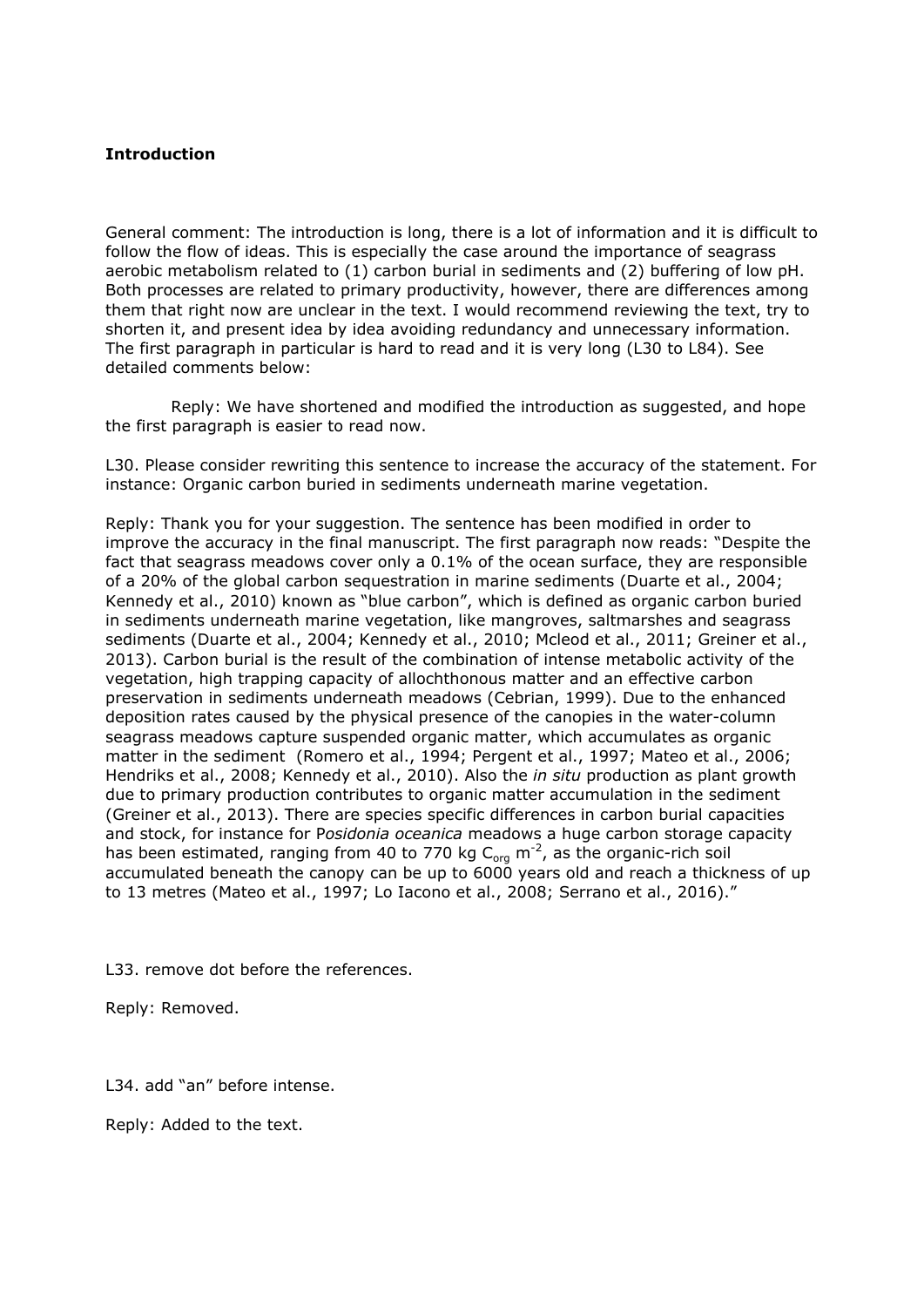**Introduction**

General comment: The introduction is long, there is a lot of information and it is difficult to follow the flow of ideas. This is especially the case around the importance of seagrass aerobic metabolism related to (1) carbon burial in sediments and (2) buffering of low pH. Both processes are related to primary productivity, however, there are differences among them that right now are unclear in the text. I would recommend reviewing the text, try to shorten it, and present idea by idea avoiding redundancy and unnecessary information. The first paragraph in particular is hard to read and it is very long (L30 to L84). See detailed comments below:

Reply: We have shortened and modified the introduction as suggested, and hope the first paragraph is easier to read now.

L30. Please consider rewriting this sentence to increase the accuracy of the statement. For instance: Organic carbon buried in sediments underneath marine vegetation.

Reply: Thank you for your suggestion. The sentence has been modified in order to improve the accuracy in the final manuscript. The first paragraph now reads: "Despite the fact that seagrass meadows cover only a 0.1% of the ocean surface, they are responsible of a 20% of the global carbon sequestration in marine sediments (Duarte et al., 2004; Kennedy et al., 2010) known as "blue carbon", which is defined as organic carbon buried in sediments underneath marine vegetation, like mangroves, saltmarshes and seagrass sediments (Duarte et al., 2004; Kennedy et al., 2010; Mcleod et al., 2011; Greiner et al., 2013). Carbon burial is the result of the combination of intense metabolic activity of the vegetation, high trapping capacity of allochthonous matter and an effective carbon preservation in sediments underneath meadows (Cebrian, 1999). Due to the enhanced deposition rates caused by the physical presence of the canopies in the water-column seagrass meadows capture suspended organic matter, which accumulates as organic matter in the sediment (Romero et al., 1994; Pergent et al., 1997; Mateo et al., 2006; Hendriks et al., 2008; Kennedy et al., 2010). Also the *in situ* production as plant growth due to primary production contributes to organic matter accumulation in the sediment (Greiner et al., 2013). There are species specific differences in carbon burial capacities and stock, for instance for P*osidonia oceanica* meadows a huge carbon storage capacity has been estimated, ranging from 40 to 770 kg $C_{org}$ $m^{-2}$, as the organic-rich soil accumulated beneath the canopy can be up to 6000 years old and reach a thickness of up to 13 metres (Mateo et al., 1997; Lo Iacono et al., 2008; Serrano et al., 2016)."

L33. remove dot before the references.

Reply: Removed.

L34. add "an" before intense.

Reply: Added to the text.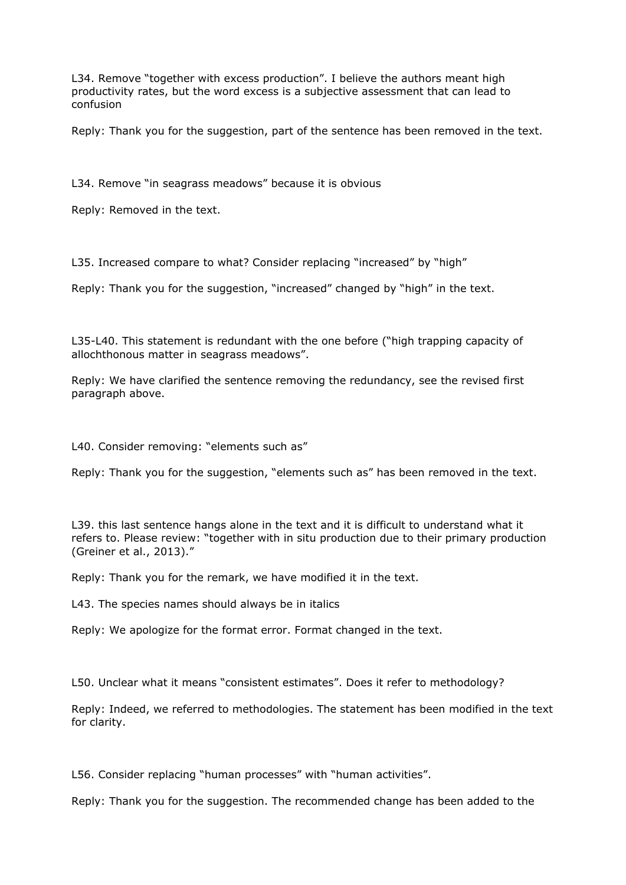L34. Remove "together with excess production". I believe the authors meant high productivity rates, but the word excess is a subjective assessment that can lead to confusion

Reply: Thank you for the suggestion, part of the sentence has been removed in the text.

L34. Remove "in seagrass meadows" because it is obvious

Reply: Removed in the text.

L35. Increased compare to what? Consider replacing "increased" by "high"

Reply: Thank you for the suggestion, "increased" changed by "high" in the text.

L35-L40. This statement is redundant with the one before ("high trapping capacity of allochthonous matter in seagrass meadows".

Reply: We have clarified the sentence removing the redundancy, see the revised first paragraph above.

L40. Consider removing: "elements such as"

Reply: Thank you for the suggestion, "elements such as" has been removed in the text.

L39. this last sentence hangs alone in the text and it is difficult to understand what it refers to. Please review: "together with in situ production due to their primary production (Greiner et al., 2013)."

Reply: Thank you for the remark, we have modified it in the text.

L43. The species names should always be in italics

Reply: We apologize for the format error. Format changed in the text.

L50. Unclear what it means "consistent estimates". Does it refer to methodology?

Reply: Indeed, we referred to methodologies. The statement has been modified in the text for clarity.

L56. Consider replacing "human processes" with "human activities".

Reply: Thank you for the suggestion. The recommended change has been added to the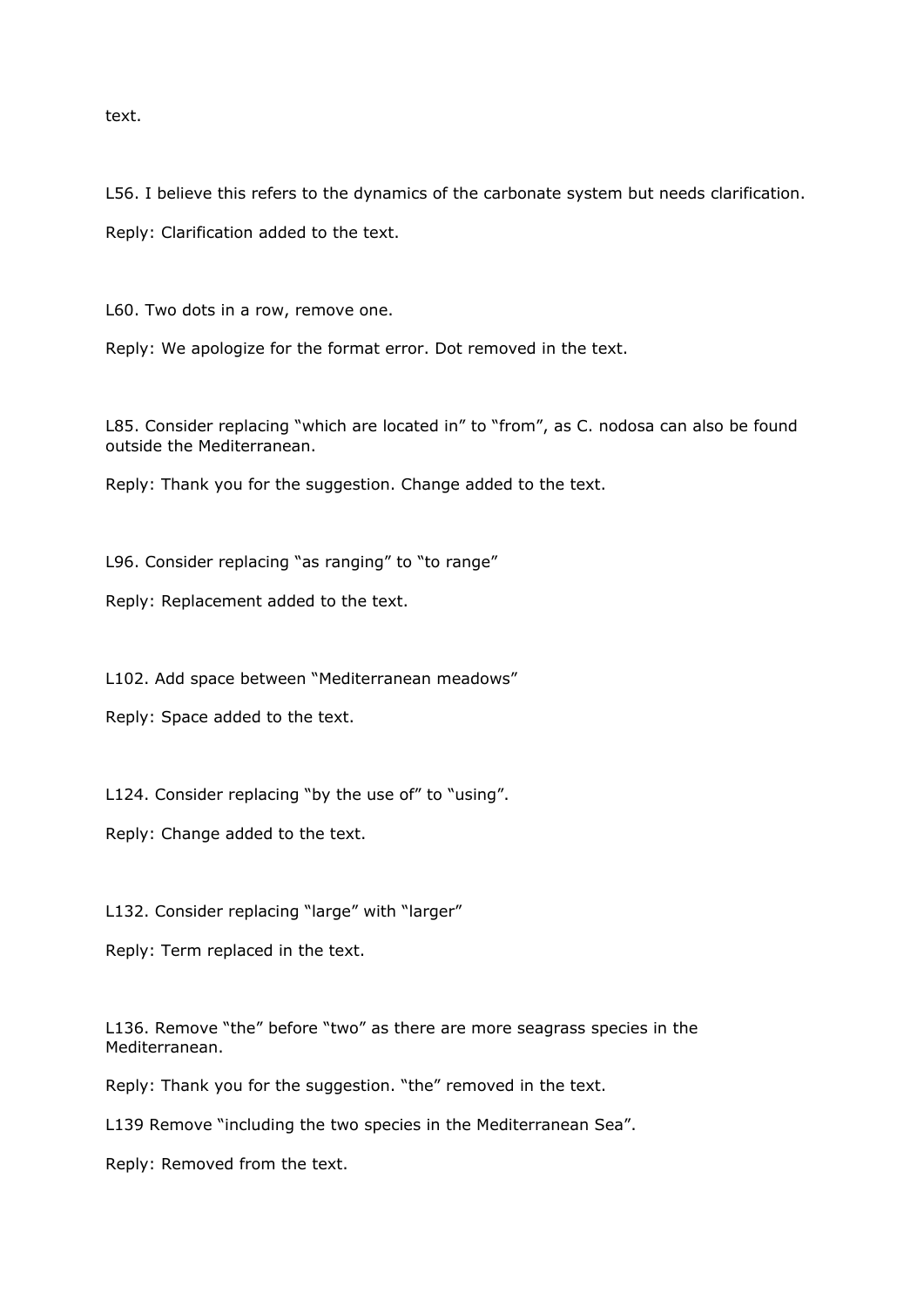text.

L56. I believe this refers to the dynamics of the carbonate system but needs clarification.

Reply: Clarification added to the text.

L60. Two dots in a row, remove one.

Reply: We apologize for the format error. Dot removed in the text.

L85. Consider replacing "which are located in" to "from", as C. nodosa can also be found outside the Mediterranean.

Reply: Thank you for the suggestion. Change added to the text.

L96. Consider replacing "as ranging" to "to range"

Reply: Replacement added to the text.

L102. Add space between "Mediterranean meadows"

Reply: Space added to the text.

L124. Consider replacing "by the use of" to "using".

Reply: Change added to the text.

L132. Consider replacing "large" with "larger"

Reply: Term replaced in the text.

L136. Remove "the" before "two" as there are more seagrass species in the Mediterranean.

Reply: Thank you for the suggestion. "the" removed in the text.

L139 Remove "including the two species in the Mediterranean Sea".

Reply: Removed from the text.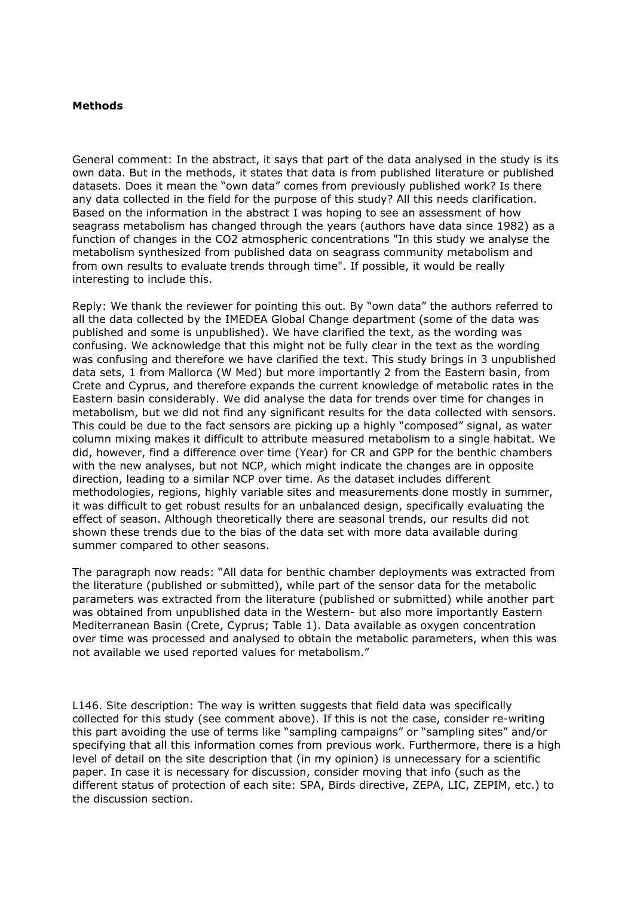**Methods**

General comment: In the abstract, it says that part of the data analysed in the study is its own data. But in the methods, it states that data is from published literature or published datasets. Does it mean the "own data" comes from previously published work? Is there any data collected in the field for the purpose of this study? All this needs clarification. Based on the information in the abstract I was hoping to see an assessment of how seagrass metabolism has changed through the years (authors have data since 1982) as a function of changes in the CO2 atmospheric concentrations "In this study we analyse the metabolism synthesized from published data on seagrass community metabolism and from own results to evaluate trends through time". If possible, it would be really interesting to include this.

Reply: We thank the reviewer for pointing this out. By "own data" the authors referred to all the data collected by the IMEDEA Global Change department (some of the data was published and some is unpublished). We have clarified the text, as the wording was confusing. We acknowledge that this might not be fully clear in the text as the wording was confusing and therefore we have clarified the text. This study brings in 3 unpublished data sets, 1 from Mallorca (W Med) but more importantly 2 from the Eastern basin, from Crete and Cyprus, and therefore expands the current knowledge of metabolic rates in the Eastern basin considerably. We did analyse the data for trends over time for changes in metabolism, but we did not find any significant results for the data collected with sensors. This could be due to the fact sensors are picking up a highly "composed" signal, as water column mixing makes it difficult to attribute measured metabolism to a single habitat. We did, however, find a difference over time (Year) for CR and GPP for the benthic chambers with the new analyses, but not NCP, which might indicate the changes are in opposite direction, leading to a similar NCP over time. As the dataset includes different methodologies, regions, highly variable sites and measurements done mostly in summer, it was difficult to get robust results for an unbalanced design, specifically evaluating the effect of season. Although theoretically there are seasonal trends, our results did not shown these trends due to the bias of the data set with more data available during summer compared to other seasons.

The paragraph now reads: "All data for benthic chamber deployments was extracted from the literature (published or submitted), while part of the sensor data for the metabolic parameters was extracted from the literature (published or submitted) while another part was obtained from unpublished data in the Western- but also more importantly Eastern Mediterranean Basin (Crete, Cyprus; Table 1). Data available as oxygen concentration over time was processed and analysed to obtain the metabolic parameters, when this was not available we used reported values for metabolism."

L146. Site description: The way is written suggests that field data was specifically collected for this study (see comment above). If this is not the case, consider re-writing this part avoiding the use of terms like "sampling campaigns" or "sampling sites" and/or specifying that all this information comes from previous work. Furthermore, there is a high level of detail on the site description that (in my opinion) is unnecessary for a scientific paper. In case it is necessary for discussion, consider moving that info (such as the different status of protection of each site: SPA, Birds directive, ZEPA, LIC, ZEPIM, etc.) to the discussion section.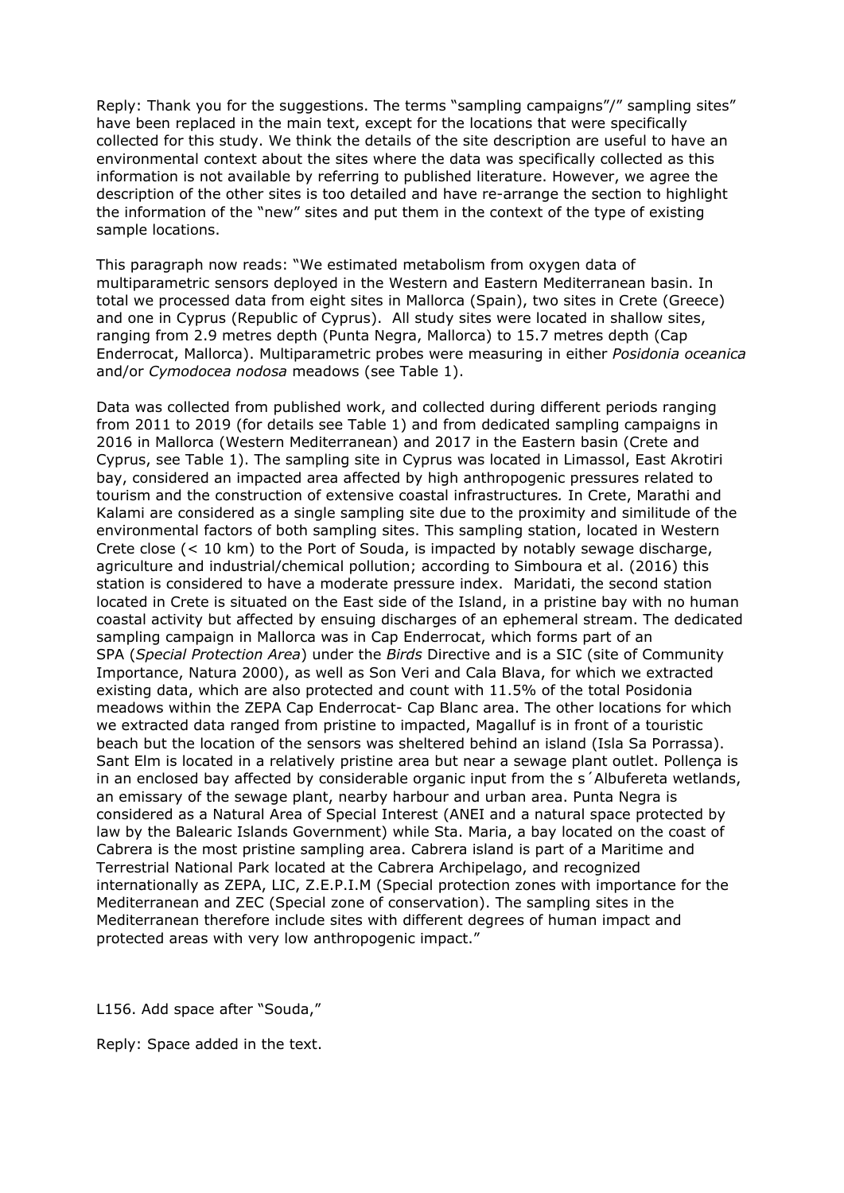Reply: Thank you for the suggestions. The terms "sampling campaigns"/" sampling sites" have been replaced in the main text, except for the locations that were specifically collected for this study. We think the details of the site description are useful to have an environmental context about the sites where the data was specifically collected as this information is not available by referring to published literature. However, we agree the description of the other sites is too detailed and have re-arrange the section to highlight the information of the "new" sites and put them in the context of the type of existing sample locations.

This paragraph now reads: "We estimated metabolism from oxygen data of multiparametric sensors deployed in the Western and Eastern Mediterranean basin. In total we processed data from eight sites in Mallorca (Spain), two sites in Crete (Greece) and one in Cyprus (Republic of Cyprus). All study sites were located in shallow sites, ranging from 2.9 metres depth (Punta Negra, Mallorca) to 15.7 metres depth (Cap Enderrocat, Mallorca). Multiparametric probes were measuring in either *Posidonia oceanica* and/or *Cymodocea nodosa* meadows (see Table 1).

Data was collected from published work, and collected during different periods ranging from 2011 to 2019 (for details see Table 1) and from dedicated sampling campaigns in 2016 in Mallorca (Western Mediterranean) and 2017 in the Eastern basin (Crete and Cyprus, see Table 1). The sampling site in Cyprus was located in Limassol, East Akrotiri bay, considered an impacted area affected by high anthropogenic pressures related to tourism and the construction of extensive coastal infrastructures*.* In Crete, Marathi and Kalami are considered as a single sampling site due to the proximity and similitude of the environmental factors of both sampling sites. This sampling station, located in Western Crete close (< 10 km) to the Port of Souda, is impacted by notably sewage discharge, agriculture and industrial/chemical pollution; according to Simboura et al. (2016) this station is considered to have a moderate pressure index. Maridati, the second station located in Crete is situated on the East side of the Island, in a pristine bay with no human coastal activity but affected by ensuing discharges of an ephemeral stream. The dedicated sampling campaign in Mallorca was in Cap Enderrocat, which forms part of an SPA (*Special Protection Area*) under the *Birds* Directive and is a SIC (site of Community Importance, Natura 2000), as well as Son Veri and Cala Blava, for which we extracted existing data, which are also protected and count with 11.5% of the total Posidonia meadows within the ZEPA Cap Enderrocat- Cap Blanc area. The other locations for which we extracted data ranged from pristine to impacted, Magalluf is in front of a touristic beach but the location of the sensors was sheltered behind an island (Isla Sa Porrassa). Sant Elm is located in a relatively pristine area but near a sewage plant outlet. Pollença is in an enclosed bay affected by considerable organic input from the s´Albufereta wetlands, an emissary of the sewage plant, nearby harbour and urban area. Punta Negra is considered as a Natural Area of Special Interest (ANEI and a natural space protected by law by the Balearic Islands Government) while Sta. Maria, a bay located on the coast of Cabrera is the most pristine sampling area. Cabrera island is part of a Maritime and Terrestrial National Park located at the Cabrera Archipelago, and recognized internationally as ZEPA, LIC, Z.E.P.I.M (Special protection zones with importance for the Mediterranean and ZEC (Special zone of conservation). The sampling sites in the Mediterranean therefore include sites with different degrees of human impact and protected areas with very low anthropogenic impact."

L156. Add space after "Souda,"

Reply: Space added in the text.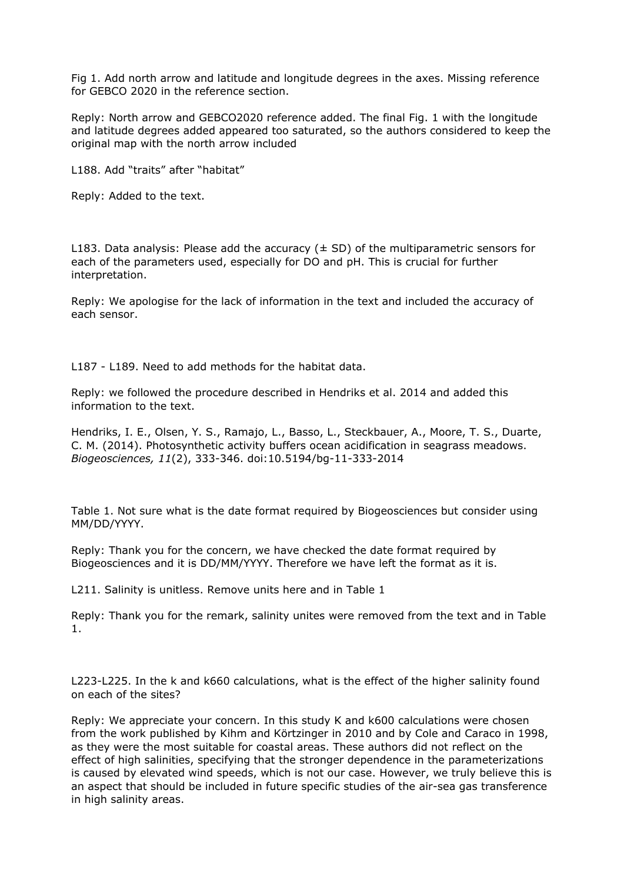Fig 1. Add north arrow and latitude and longitude degrees in the axes. Missing reference for GEBCO 2020 in the reference section.

Reply: North arrow and GEBCO2020 reference added. The final Fig. 1 with the longitude and latitude degrees added appeared too saturated, so the authors considered to keep the original map with the north arrow included

L188. Add "traits" after "habitat"

Reply: Added to the text.

L183. Data analysis: Please add the accuracy (± SD) of the multiparametric sensors for each of the parameters used, especially for DO and pH. This is crucial for further interpretation.

Reply: We apologise for the lack of information in the text and included the accuracy of each sensor.

L187 - L189. Need to add methods for the habitat data.

Reply: we followed the procedure described in Hendriks et al. 2014 and added this information to the text.

Hendriks, I. E., Olsen, Y. S., Ramajo, L., Basso, L., Steckbauer, A., Moore, T. S., Duarte, C. M. (2014). Photosynthetic activity buffers ocean acidification in seagrass meadows. *Biogeosciences, 11*(2), 333-346. doi:10.5194/bg-11-333-2014

Table 1. Not sure what is the date format required by Biogeosciences but consider using MM/DD/YYYY.

Reply: Thank you for the concern, we have checked the date format required by Biogeosciences and it is DD/MM/YYYY. Therefore we have left the format as it is.

L211. Salinity is unitless. Remove units here and in Table 1

Reply: Thank you for the remark, salinity unites were removed from the text and in Table 1.

L223-L225. In the k and k660 calculations, what is the effect of the higher salinity found on each of the sites?

Reply: We appreciate your concern. In this study K and k600 calculations were chosen from the work published by Kihm and Körtzinger in 2010 and by Cole and Caraco in 1998, as they were the most suitable for coastal areas. These authors did not reflect on the effect of high salinities, specifying that the stronger dependence in the parameterizations is caused by elevated wind speeds, which is not our case. However, we truly believe this is an aspect that should be included in future specific studies of the air-sea gas transference in high salinity areas.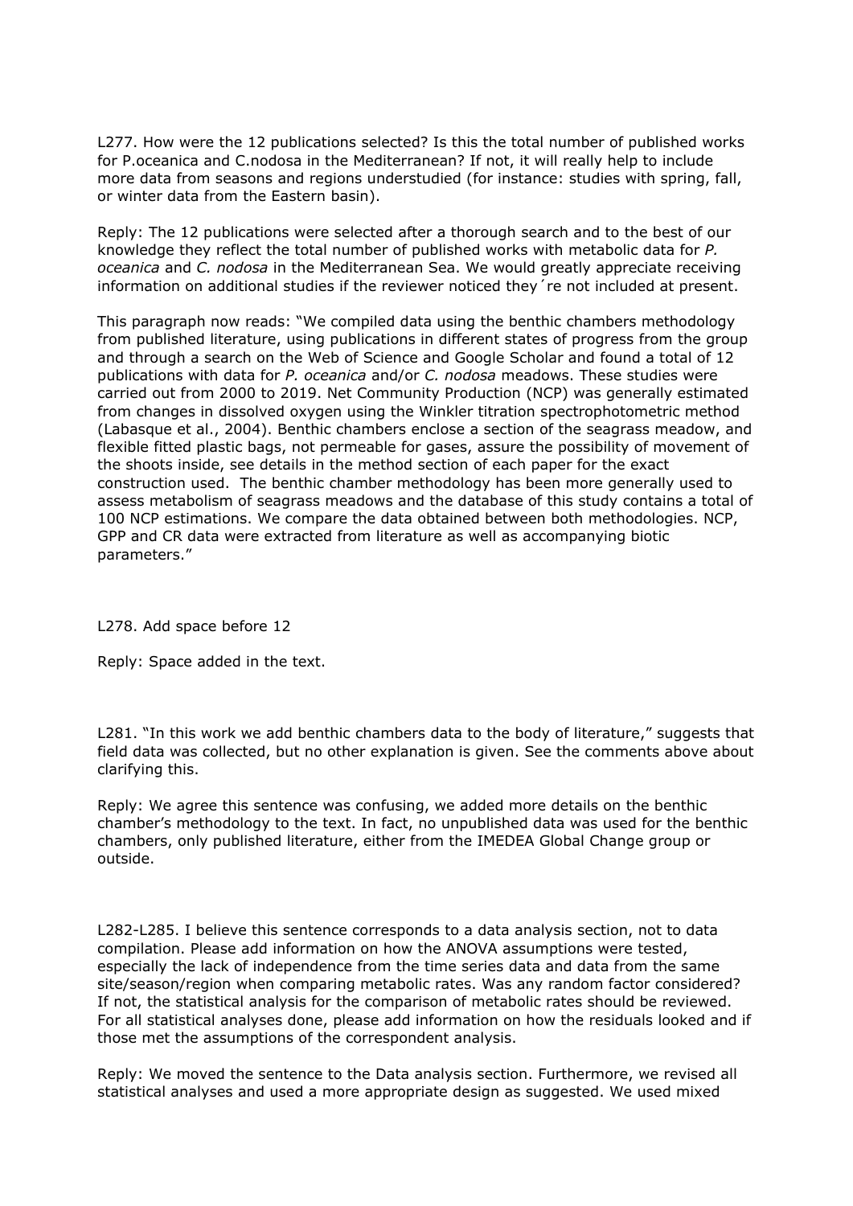L277. How were the 12 publications selected? Is this the total number of published works for P.oceanica and C.nodosa in the Mediterranean? If not, it will really help to include more data from seasons and regions understudied (for instance: studies with spring, fall, or winter data from the Eastern basin).

Reply: The 12 publications were selected after a thorough search and to the best of our knowledge they reflect the total number of published works with metabolic data for *P. oceanica* and *C. nodosa* in the Mediterranean Sea. We would greatly appreciate receiving information on additional studies if the reviewer noticed they´re not included at present.

This paragraph now reads: "We compiled data using the benthic chambers methodology from published literature, using publications in different states of progress from the group and through a search on the Web of Science and Google Scholar and found a total of 12 publications with data for *P. oceanica* and/or *C. nodosa* meadows. These studies were carried out from 2000 to 2019. Net Community Production (NCP) was generally estimated from changes in dissolved oxygen using the Winkler titration spectrophotometric method (Labasque et al., 2004). Benthic chambers enclose a section of the seagrass meadow, and flexible fitted plastic bags, not permeable for gases, assure the possibility of movement of the shoots inside, see details in the method section of each paper for the exact construction used. The benthic chamber methodology has been more generally used to assess metabolism of seagrass meadows and the database of this study contains a total of 100 NCP estimations. We compare the data obtained between both methodologies. NCP, GPP and CR data were extracted from literature as well as accompanying biotic parameters."

L278. Add space before 12

Reply: Space added in the text.

L281. "In this work we add benthic chambers data to the body of literature," suggests that field data was collected, but no other explanation is given. See the comments above about clarifying this.

Reply: We agree this sentence was confusing, we added more details on the benthic chamber's methodology to the text. In fact, no unpublished data was used for the benthic chambers, only published literature, either from the IMEDEA Global Change group or outside.

L282-L285. I believe this sentence corresponds to a data analysis section, not to data compilation. Please add information on how the ANOVA assumptions were tested, especially the lack of independence from the time series data and data from the same site/season/region when comparing metabolic rates. Was any random factor considered? If not, the statistical analysis for the comparison of metabolic rates should be reviewed. For all statistical analyses done, please add information on how the residuals looked and if those met the assumptions of the correspondent analysis.

Reply: We moved the sentence to the Data analysis section. Furthermore, we revised all statistical analyses and used a more appropriate design as suggested. We used mixed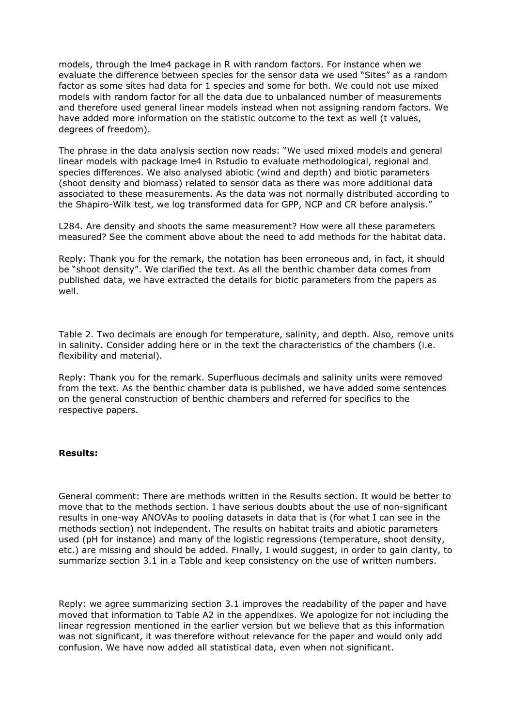models, through the lme4 package in R with random factors. For instance when we evaluate the difference between species for the sensor data we used "Sites" as a random factor as some sites had data for 1 species and some for both. We could not use mixed models with random factor for all the data due to unbalanced number of measurements and therefore used general linear models instead when not assigning random factors. We have added more information on the statistic outcome to the text as well (t values, degrees of freedom).

The phrase in the data analysis section now reads: "We used mixed models and general linear models with package lme4 in Rstudio to evaluate methodological, regional and species differences. We also analysed abiotic (wind and depth) and biotic parameters (shoot density and biomass) related to sensor data as there was more additional data associated to these measurements. As the data was not normally distributed according to the Shapiro-Wilk test, we log transformed data for GPP, NCP and CR before analysis."

L284. Are density and shoots the same measurement? How were all these parameters measured? See the comment above about the need to add methods for the habitat data.

Reply: Thank you for the remark, the notation has been erroneous and, in fact, it should be "shoot density". We clarified the text. As all the benthic chamber data comes from published data, we have extracted the details for biotic parameters from the papers as well.

Table 2. Two decimals are enough for temperature, salinity, and depth. Also, remove units in salinity. Consider adding here or in the text the characteristics of the chambers (i.e. flexibility and material).

Reply: Thank you for the remark. Superfluous decimals and salinity units were removed from the text. As the benthic chamber data is published, we have added some sentences on the general construction of benthic chambers and referred for specifics to the respective papers.

**Results:**

General comment: There are methods written in the Results section. It would be better to move that to the methods section. I have serious doubts about the use of non-significant results in one-way ANOVAs to pooling datasets in data that is (for what I can see in the methods section) not independent. The results on habitat traits and abiotic parameters used (pH for instance) and many of the logistic regressions (temperature, shoot density, etc.) are missing and should be added. Finally, I would suggest, in order to gain clarity, to summarize section 3.1 in a Table and keep consistency on the use of written numbers.

Reply: we agree summarizing section 3.1 improves the readability of the paper and have moved that information to Table A2 in the appendixes. We apologize for not including the linear regression mentioned in the earlier version but we believe that as this information was not significant, it was therefore without relevance for the paper and would only add confusion. We have now added all statistical data, even when not significant.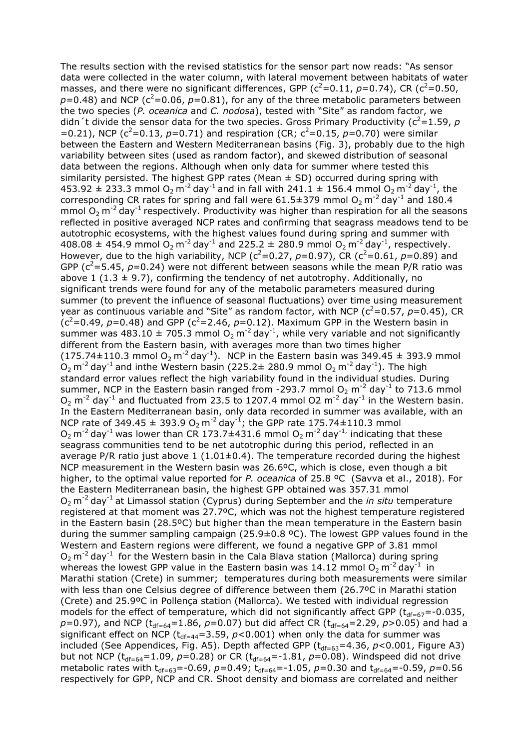The results section with the revised statistics for the sensor part now reads: "As sensor data were collected in the water column, with lateral movement between habitats of water masses, and there were no significant differences, GPP ($c^2$=0.11, *p*=0.74), CR ($c^2$=0.50, *p*=0.48) and NCP ($c^2$=0.06, *p*=0.81), for any of the three metabolic parameters between the two species (*P. oceanica* and *C. nodosa*), tested with "Site" as random factor, we didn´t divide the sensor data for the two species. Gross Primary Productivity ($c^2$=1.59, *p* =0.21), NCP ($c^2$=0.13, *p*=0.71) and respiration (CR; $c^2$=0.15, *p*=0.70) were similar between the Eastern and Western Mediterranean basins (Fig. 3), probably due to the high variability between sites (used as random factor), and skewed distribution of seasonal data between the regions. Although when only data for summer where tested this similarity persisted. The highest GPP rates (Mean ± SD) occurred during spring with 453.92 ± 233.3 mmol $O_2$ $m^{-2}$ $day^{-1}$ and in fall with 241.1 ± 156.4 mmol $O_2$ $m^{-2}$ $day^{-1}$, the corresponding CR rates for spring and fall were 61.5±379 mmol $O_2$ $m^{-2}$ $day^{-1}$ and 180.4 mmol $O_2$ $m^{-2}$ $day^{-1}$ respectively. Productivity was higher than respiration for all the seasons reflected in positive averaged NCP rates and confirming that seagrass meadows tend to be autotrophic ecosystems, with the highest values found during spring and summer with 408.08 ± 454.9 mmol $O_2$ $m^{-2}$ $day^{-1}$ and 225.2 ± 280.9 mmol $O_2$ $m^{-2}$ $day^{-1}$, respectively. However, due to the high variability, NCP ($c^2$=0.27, *p*=0.97), CR ($c^2$=0.61, *p*=0.89) and GPP ($c^2$=5.45, *p*=0.24) were not different between seasons while the mean P/R ratio was above 1 (1.3 ± 9.7), confirming the tendency of net autotrophy. Additionally, no significant trends were found for any of the metabolic parameters measured during summer (to prevent the influence of seasonal fluctuations) over time using measurement year as continuous variable and "Site" as random factor, with NCP ($c^2$=0.57, *p*=0.45), CR ($c^2$=0.49, *p*=0.48) and GPP ($c^2$=2.46, *p*=0.12). Maximum GPP in the Western basin in summer was 483.10 ± 705.3 mmol $O_2$ $m^{-2}$ $day^{-1}$, while very variable and not significantly different from the Eastern basin, with averages more than two times higher (175.74±110.3 mmol $O_2$ $m^{-2}$ $day^{-1}$). NCP in the Eastern basin was 349.45 ± 393.9 mmol $O_2$ $m^{-2}$ $day^{-1}$ and inthe Western basin (225.2± 280.9 mmol $O_2$ $m^{-2}$ $day^{-1}$). The high standard error values reflect the high variability found in the individual studies. During summer, NCP in the Eastern basin ranged from -293.7 mmol $O_2$ $m^{-2}$ $day^{-1}$ to 713.6 mmol $O_2$ $m^{-2}$ $day^{-1}$ and fluctuated from 23.5 to 1207.4 mmol O2 $m^{-2}$ $day^{-1}$ in the Western basin. In the Eastern Mediterranean basin, only data recorded in summer was available, with an NCP rate of 349.45 ± 393.9 $O_2$ $m^{-2}$ $day^{-1}$; the GPP rate 175.74±110.3 mmol $O_2$ $m^{-2}$ $day^{-1}$ was lower than CR 173.7±431.6 mmol $O_2$ $m^{-2}$ $day^{-1}$, indicating that these seagrass communities tend to be net autotrophic during this period, reflected in an average P/R ratio just above 1 (1.01±0.4). The temperature recorded during the highest NCP measurement in the Western basin was 26.6ºC, which is close, even though a bit higher, to the optimal value reported for *P. oceanica* of 25.8 ºC (Savva et al., 2018). For the Eastern Mediterranean basin, the highest GPP obtained was 357.31 mmol $O_2$ $m^{-2}$ $day^{-1}$ at Limassol station (Cyprus) during September and the *in situ* temperature registered at that moment was 27.7ºC, which was not the highest temperature registered in the Eastern basin (28.5ºC) but higher than the mean temperature in the Eastern basin during the summer sampling campaign (25.9±0.8 ºC). The lowest GPP values found in the Western and Eastern regions were different, we found a negative GPP of 3.81 mmol $O_2$ $m^{-2}$ $day^{-1}$ for the Western basin in the Cala Blava station (Mallorca) during spring whereas the lowest GPP value in the Eastern basin was 14.12 mmol $O_2$ $m^{-2}$ $day^{-1}$ in Marathi station (Crete) in summer; temperatures during both measurements were similar with less than one Celsius degree of difference between them (26.7ºC in Marathi station (Crete) and 25.9ºC in Pollença station (Mallorca). We tested with individual regression models for the effect of temperature, which did not significantly affect GPP ($t_{df=67}$=-0.035, *p*=0.97), and NCP ($t_{df=64}$=1.86, *p*=0.07) but did affect CR ($t_{df=64}$=2.29, *p*>0.05) and had a significant effect on NCP ($t_{df=44}$=3.59, *p*<0.001) when only the data for summer was included (See Appendices, Fig. A5). Depth affected GPP ($t_{df=63}$=4.36, *p*<0.001, Figure A3) but not NCP ($t_{df=64}$=1.09, *p*=0.28) or CR ($t_{df=64}$=-1.81, *p*=0.08). Windspeed did not drive metabolic rates with $t_{df=63}$=-0.69, *p*=0.49; $t_{df=64}$=-1.05, *p*=0.30 and $t_{df=64}$=-0.59, *p*=0.56 respectively for GPP, NCP and CR. Shoot density and biomass are correlated and neither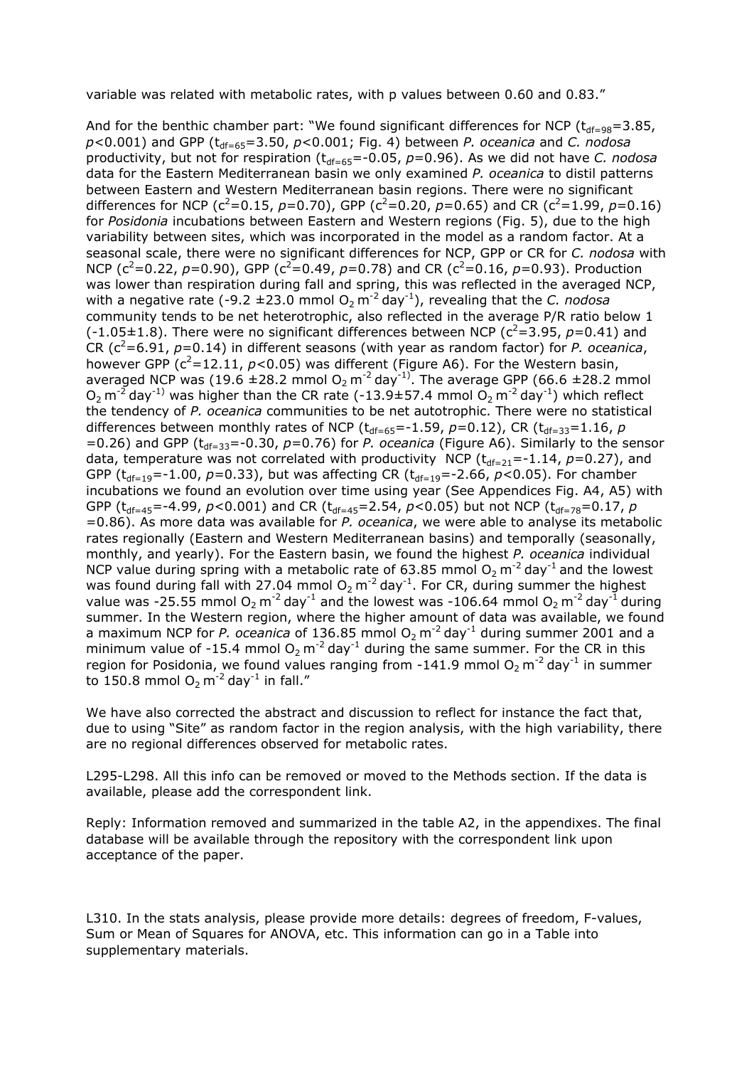variable was related with metabolic rates, with p values between 0.60 and 0.83."

And for the benthic chamber part: "We found significant differences for NCP ($t_{df=98}$=3.85, *p*<0.001) and GPP ($t_{df=65}$=3.50, *p*<0.001; Fig. 4) between *P. oceanica* and *C. nodosa* productivity, but not for respiration ($t_{df=65}$=-0.05, *p*=0.96). As we did not have *C. nodosa* data for the Eastern Mediterranean basin we only examined *P. oceanica* to distil patterns between Eastern and Western Mediterranean basin regions. There were no significant differences for NCP ($c^2$=0.15, *p*=0.70), GPP ($c^2$=0.20, *p*=0.65) and CR ($c^2$=1.99, *p*=0.16) for *Posidonia* incubations between Eastern and Western regions (Fig. 5), due to the high variability between sites, which was incorporated in the model as a random factor. At a seasonal scale, there were no significant differences for NCP, GPP or CR for *C. nodosa* with NCP ($c^2$=0.22, *p*=0.90), GPP ($c^2$=0.49, *p*=0.78) and CR ($c^2$=0.16, *p*=0.93). Production was lower than respiration during fall and spring, this was reflected in the averaged NCP, with a negative rate (-9.2 ±23.0 mmol $O_2$ $m^{-2}$ $day^{-1}$), revealing that the *C. nodosa* community tends to be net heterotrophic, also reflected in the average P/R ratio below 1 (-1.05±1.8). There were no significant differences between NCP ($c^2$=3.95, *p*=0.41) and CR ($c^2$=6.91, *p*=0.14) in different seasons (with year as random factor) for *P. oceanica*, however GPP ($c^2$=12.11, *p*<0.05) was different (Figure A6). For the Western basin, averaged NCP was (19.6 ±28.2 mmol $O_2$ $m^{-2}$ $day^{-1)}$. The average GPP (66.6 ±28.2 mmol $O_2$ $m^{-2}$ $day^{-1)}$ was higher than the CR rate (-13.9±57.4 mmol $O_2$ $m^{-2}$ $day^{-1}$) which reflect the tendency of *P. oceanica* communities to be net autotrophic. There were no statistical differences between monthly rates of NCP ($t_{df=65}$=-1.59, *p*=0.12), CR ($t_{df=33}$=1.16, *p* =0.26) and GPP ($t_{df=33}$=-0.30, *p*=0.76) for *P. oceanica* (Figure A6). Similarly to the sensor data, temperature was not correlated with productivity NCP ($t_{df=21}$=-1.14, *p*=0.27), and GPP ($t_{df=19}$=-1.00, *p*=0.33), but was affecting CR ($t_{df=19}$=-2.66, *p*<0.05). For chamber incubations we found an evolution over time using year (See Appendices Fig. A4, A5) with GPP ($t_{df=45}$=-4.99, *p*<0.001) and CR ($t_{df=45}$=2.54, *p*<0.05) but not NCP ($t_{df=78}$=0.17, *p* =0.86). As more data was available for *P. oceanica*, we were able to analyse its metabolic rates regionally (Eastern and Western Mediterranean basins) and temporally (seasonally, monthly, and yearly). For the Eastern basin, we found the highest *P. oceanica* individual NCP value during spring with a metabolic rate of 63.85 mmol $O_2$ $m^{-2}$ $day^{-1}$ and the lowest was found during fall with 27.04 mmol $O_2$ $m^{-2}$ $day^{-1}$. For CR, during summer the highest value was -25.55 mmol $O_2$ $m^{-2}$ $day^{-1}$ and the lowest was -106.64 mmol $O_2$ $m^{-2}$ $day^{-1}$ during summer. In the Western region, where the higher amount of data was available, we found a maximum NCP for *P. oceanica* of 136.85 mmol $O_2$ $m^{-2}$ $day^{-1}$ during summer 2001 and a minimum value of -15.4 mmol $O_2$ $m^{-2}$ $day^{-1}$ during the same summer. For the CR in this region for Posidonia, we found values ranging from -141.9 mmol $O_2$ $m^{-2}$ $day^{-1}$ in summer to 150.8 mmol $O_2$ $m^{-2}$ $day^{-1}$ in fall."

We have also corrected the abstract and discussion to reflect for instance the fact that, due to using "Site" as random factor in the region analysis, with the high variability, there are no regional differences observed for metabolic rates.

L295-L298. All this info can be removed or moved to the Methods section. If the data is available, please add the correspondent link.

Reply: Information removed and summarized in the table A2, in the appendixes. The final database will be available through the repository with the correspondent link upon acceptance of the paper.

L310. In the stats analysis, please provide more details: degrees of freedom, F-values, Sum or Mean of Squares for ANOVA, etc. This information can go in a Table into supplementary materials.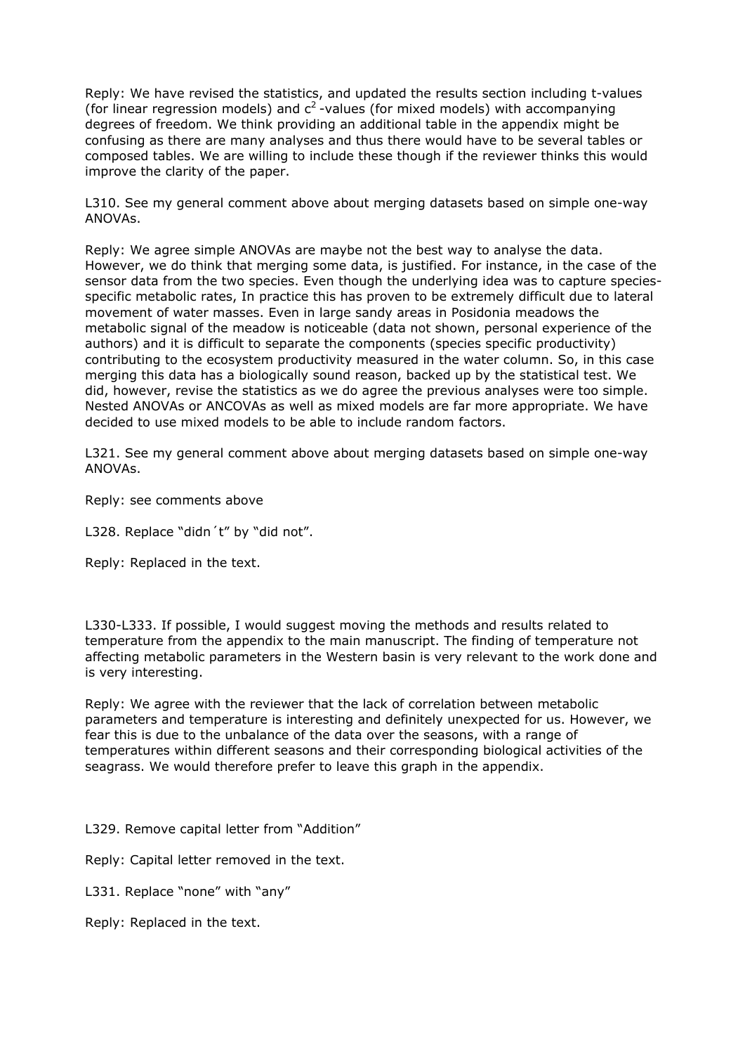Reply: We have revised the statistics, and updated the results section including t-values (for linear regression models) and $c^2$ -values (for mixed models) with accompanying degrees of freedom. We think providing an additional table in the appendix might be confusing as there are many analyses and thus there would have to be several tables or composed tables. We are willing to include these though if the reviewer thinks this would improve the clarity of the paper.

L310. See my general comment above about merging datasets based on simple one-way ANOVAs.

Reply: We agree simple ANOVAs are maybe not the best way to analyse the data. However, we do think that merging some data, is justified. For instance, in the case of the sensor data from the two species. Even though the underlying idea was to capture species-specific metabolic rates, In practice this has proven to be extremely difficult due to lateral movement of water masses. Even in large sandy areas in Posidonia meadows the metabolic signal of the meadow is noticeable (data not shown, personal experience of the authors) and it is difficult to separate the components (species specific productivity) contributing to the ecosystem productivity measured in the water column. So, in this case merging this data has a biologically sound reason, backed up by the statistical test. We did, however, revise the statistics as we do agree the previous analyses were too simple. Nested ANOVAs or ANCOVAs as well as mixed models are far more appropriate. We have decided to use mixed models to be able to include random factors.

L321. See my general comment above about merging datasets based on simple one-way ANOVAs.

Reply: see comments above

L328. Replace "didn´t" by "did not".

Reply: Replaced in the text.

L330-L333. If possible, I would suggest moving the methods and results related to temperature from the appendix to the main manuscript. The finding of temperature not affecting metabolic parameters in the Western basin is very relevant to the work done and is very interesting.

Reply: We agree with the reviewer that the lack of correlation between metabolic parameters and temperature is interesting and definitely unexpected for us. However, we fear this is due to the unbalance of the data over the seasons, with a range of temperatures within different seasons and their corresponding biological activities of the seagrass. We would therefore prefer to leave this graph in the appendix.

L329. Remove capital letter from "Addition"

Reply: Capital letter removed in the text.

L331. Replace "none" with "any"

Reply: Replaced in the text.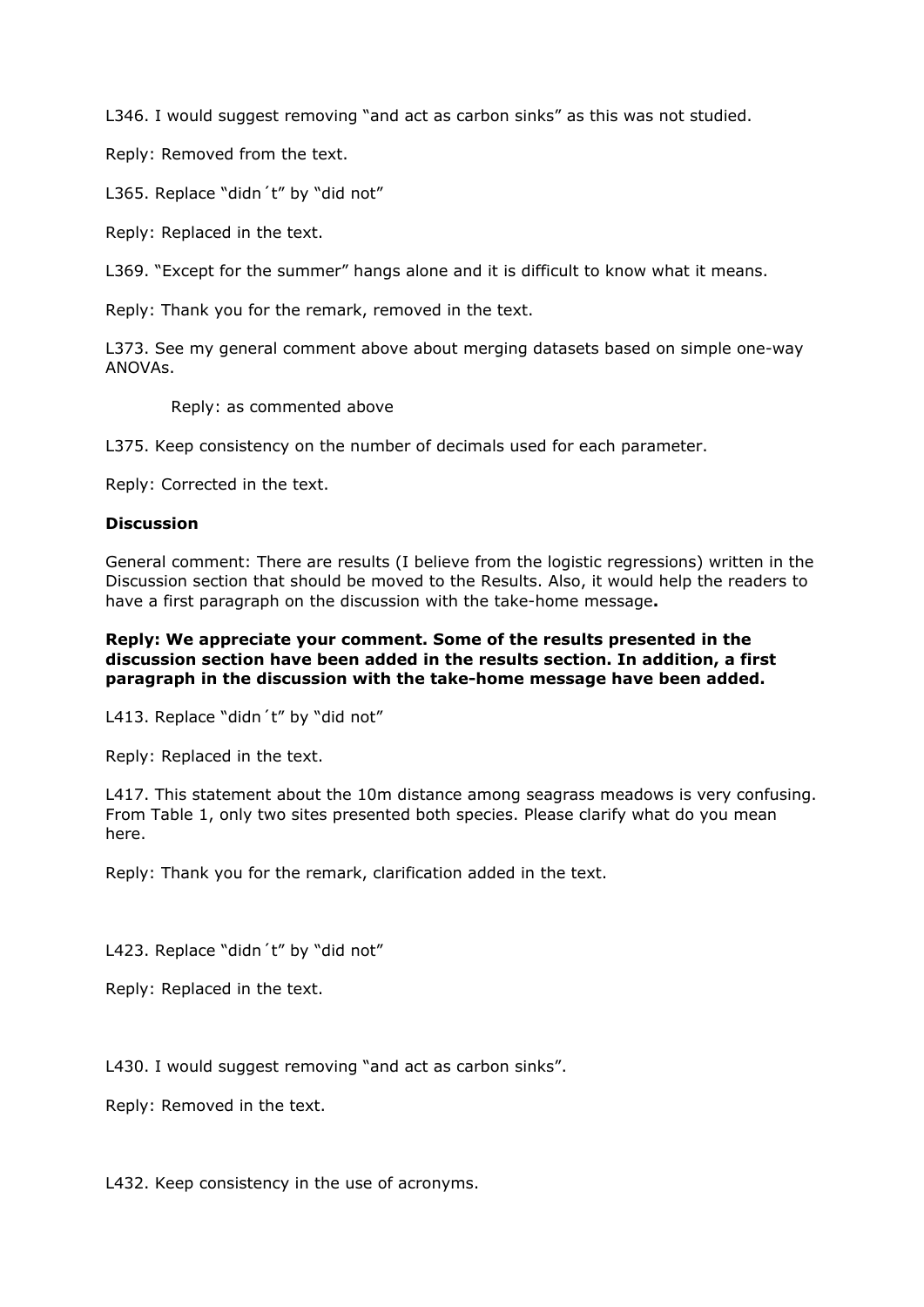L346. I would suggest removing “and act as carbon sinks” as this was not studied.

Reply: Removed from the text.

L365. Replace “didn´t” by “did not”

Reply: Replaced in the text.

L369. “Except for the summer” hangs alone and it is difficult to know what it means.

Reply: Thank you for the remark, removed in the text.

L373. See my general comment above about merging datasets based on simple one-way ANOVAs.

Reply: as commented above

L375. Keep consistency on the number of decimals used for each parameter.

Reply: Corrected in the text.

**Discussion**

General comment: There are results (I believe from the logistic regressions) written in the Discussion section that should be moved to the Results. Also, it would help the readers to have a first paragraph on the discussion with the take-home message**.**

**Reply: We appreciate your comment. Some of the results presented in the discussion section have been added in the results section. In addition, a first paragraph in the discussion with the take-home message have been added.**

L413. Replace “didn´t” by “did not”

Reply: Replaced in the text.

L417. This statement about the 10m distance among seagrass meadows is very confusing. From Table 1, only two sites presented both species. Please clarify what do you mean here.

Reply: Thank you for the remark, clarification added in the text.

L423. Replace “didn´t” by “did not”

Reply: Replaced in the text.

L430. I would suggest removing “and act as carbon sinks”.

Reply: Removed in the text.

L432. Keep consistency in the use of acronyms.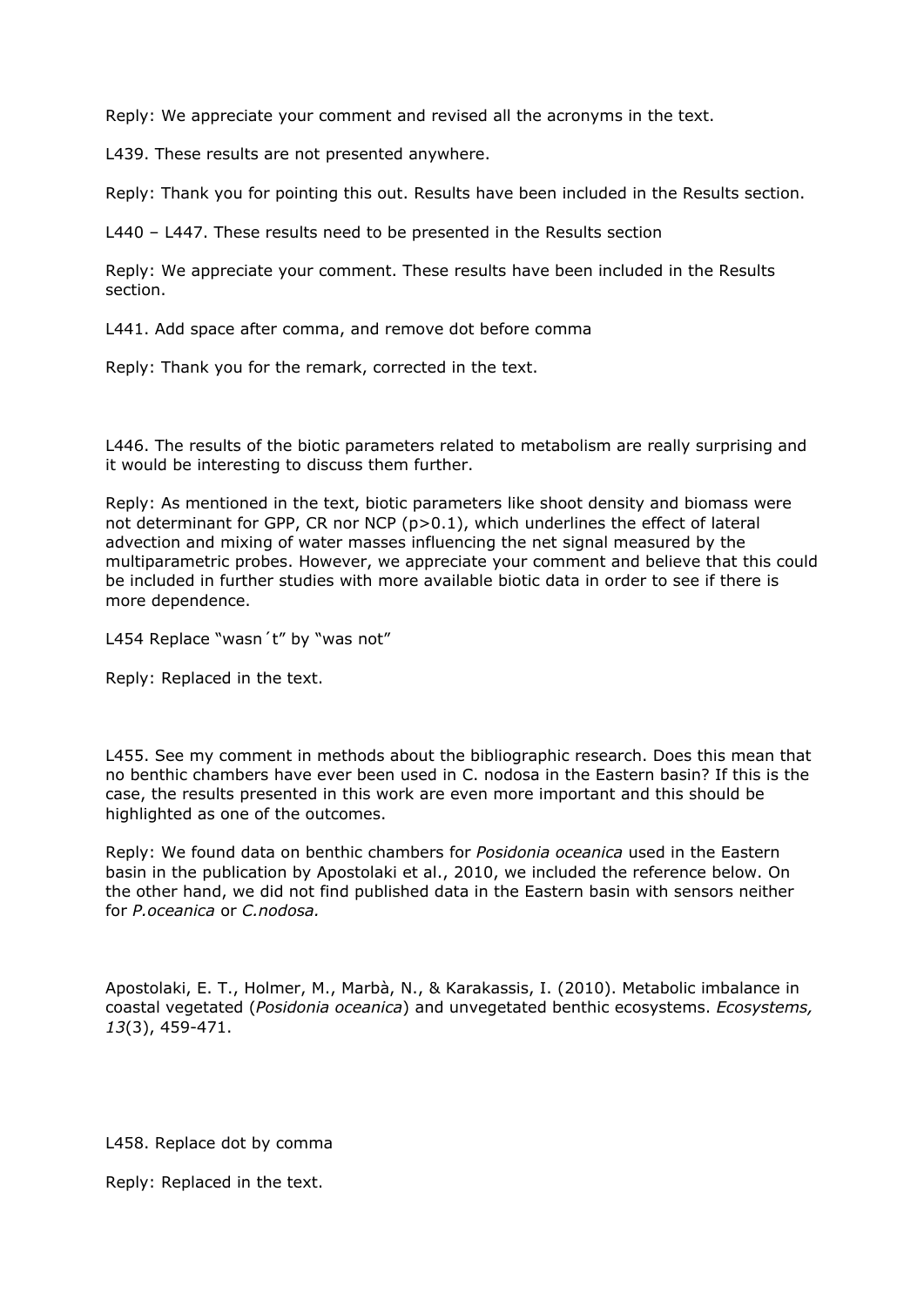Reply: We appreciate your comment and revised all the acronyms in the text.

L439. These results are not presented anywhere.

Reply: Thank you for pointing this out. Results have been included in the Results section.

L440 – L447. These results need to be presented in the Results section

Reply: We appreciate your comment. These results have been included in the Results section.

L441. Add space after comma, and remove dot before comma

Reply: Thank you for the remark, corrected in the text.

L446. The results of the biotic parameters related to metabolism are really surprising and it would be interesting to discuss them further.

Reply: As mentioned in the text, biotic parameters like shoot density and biomass were not determinant for GPP, CR nor NCP ($p>0.1$), which underlines the effect of lateral advection and mixing of water masses influencing the net signal measured by the multiparametric probes. However, we appreciate your comment and believe that this could be included in further studies with more available biotic data in order to see if there is more dependence.

L454 Replace "wasn´t" by "was not"

Reply: Replaced in the text.

L455. See my comment in methods about the bibliographic research. Does this mean that no benthic chambers have ever been used in C. nodosa in the Eastern basin? If this is the case, the results presented in this work are even more important and this should be highlighted as one of the outcomes.

Reply: We found data on benthic chambers for *Posidonia oceanica* used in the Eastern basin in the publication by Apostolaki et al., 2010, we included the reference below. On the other hand, we did not find published data in the Eastern basin with sensors neither for *P.oceanica* or *C.nodosa.*

Apostolaki, E. T., Holmer, M., Marbà, N., & Karakassis, I. (2010). Metabolic imbalance in coastal vegetated (*Posidonia oceanica*) and unvegetated benthic ecosystems. *Ecosystems, 13*(3), 459-471.

L458. Replace dot by comma

Reply: Replaced in the text.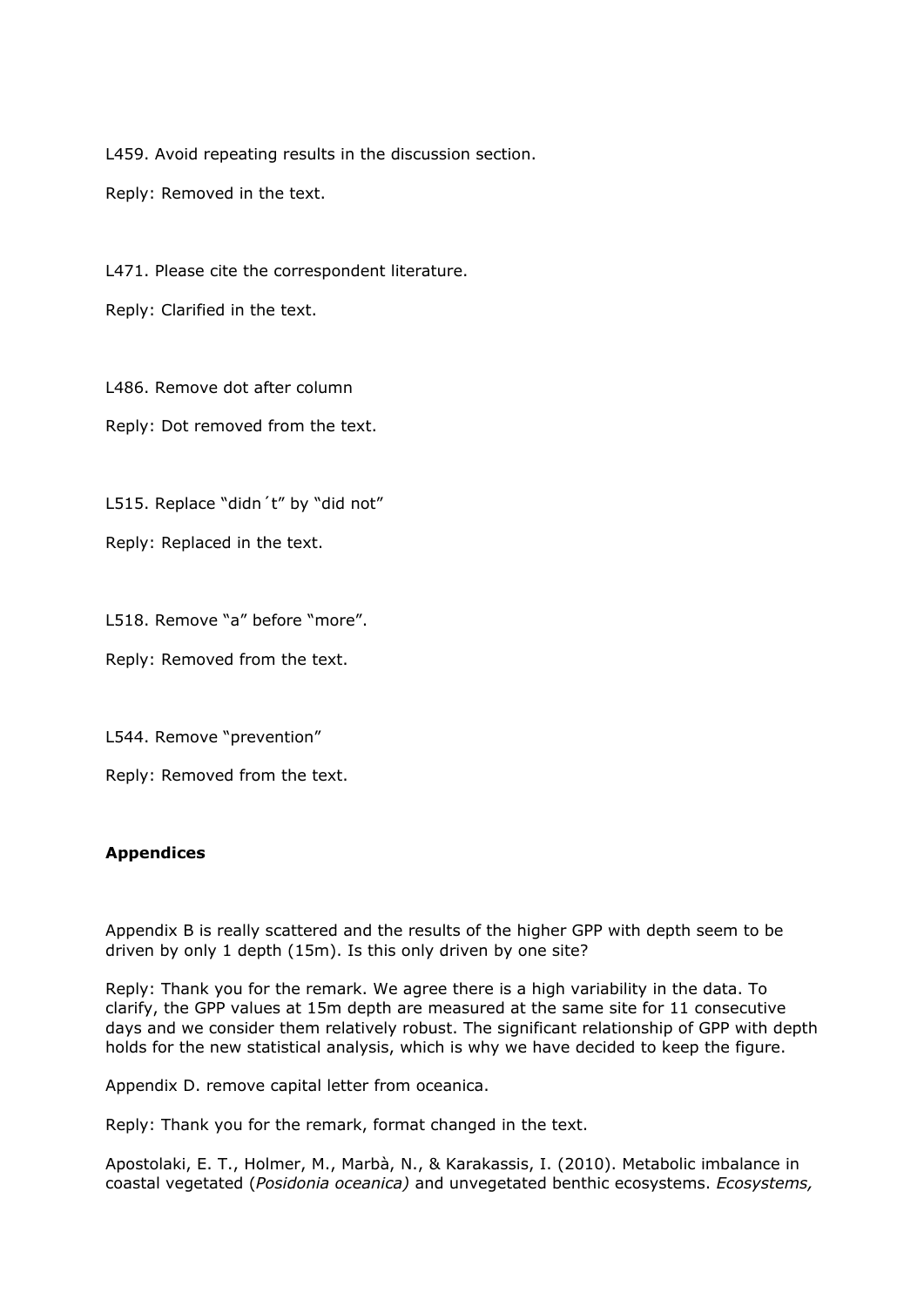L459. Avoid repeating results in the discussion section.

Reply: Removed in the text.

L471. Please cite the correspondent literature.

Reply: Clarified in the text.

L486. Remove dot after column

Reply: Dot removed from the text.

L515. Replace "didn´t" by "did not"

Reply: Replaced in the text.

L518. Remove "a" before "more".

Reply: Removed from the text.

L544. Remove "prevention"

Reply: Removed from the text.

**Appendices**

Appendix B is really scattered and the results of the higher GPP with depth seem to be driven by only 1 depth (15m). Is this only driven by one site?

Reply: Thank you for the remark. We agree there is a high variability in the data. To clarify, the GPP values at 15m depth are measured at the same site for 11 consecutive days and we consider them relatively robust. The significant relationship of GPP with depth holds for the new statistical analysis, which is why we have decided to keep the figure.

Appendix D. remove capital letter from oceanica.

Reply: Thank you for the remark, format changed in the text.

Apostolaki, E. T., Holmer, M., Marbà, N., & Karakassis, I. (2010). Metabolic imbalance in coastal vegetated (*Posidonia oceanica)* and unvegetated benthic ecosystems. *Ecosystems,*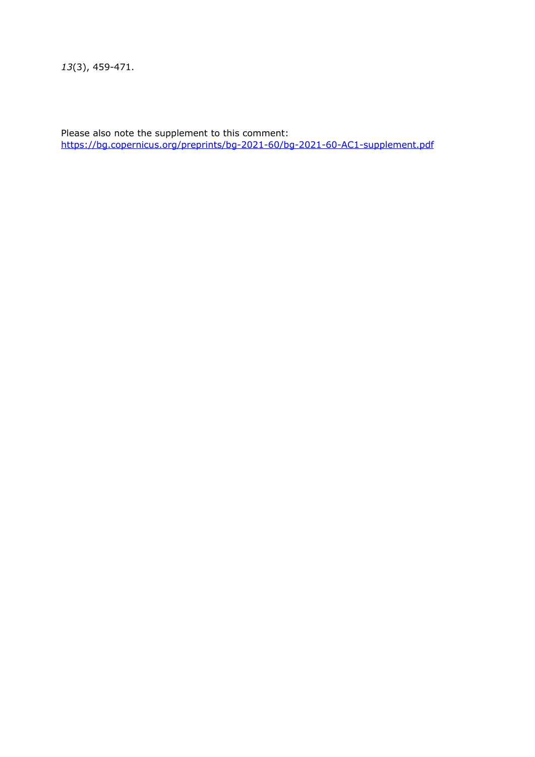*13*(3), 459-471.

Please also note the supplement to this comment:
[https://bg.copernicus.org/preprints/bg-2021-60/bg-2021-60-AC1-supplement.pdf](https://bg.copernicus.org/preprints/bg-2021-60/bg-2021-60-AC1-supplement.pdf)